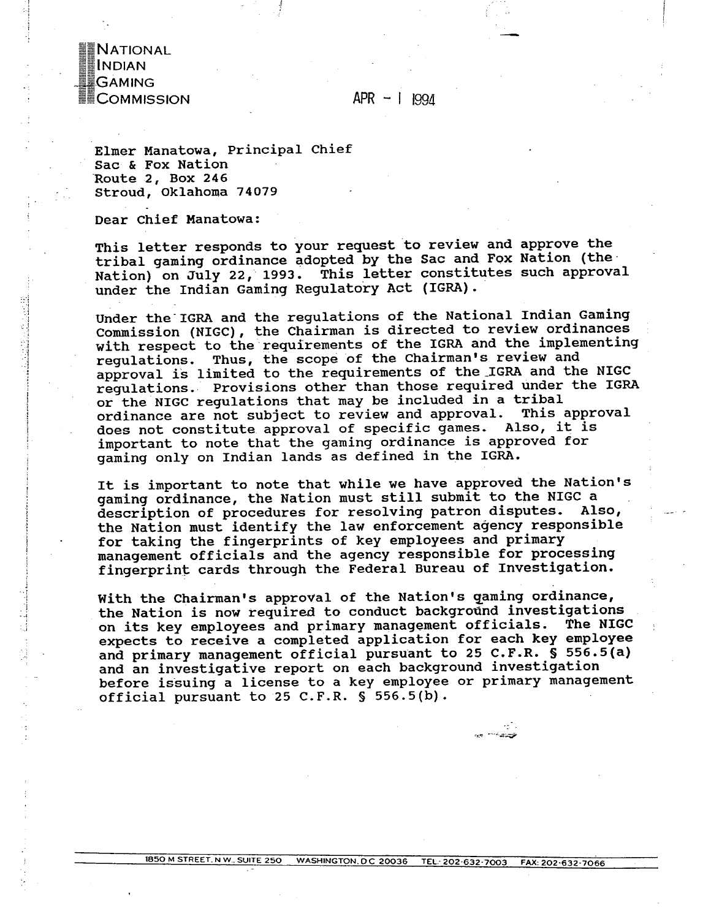**NATIONAL INDIAN GAMING COMMISSION**

APR - 1 1994

Elmer Manatowa, Principal Chief
Sac & Fox Nation
Route 2, Box 246
Stroud, Oklahoma 74079

Dear Chief Manatowa:

This letter responds to your request to review and approve the tribal gaming ordinance adopted by the Sac and Fox Nation (the Nation) on July 22, 1993. This letter constitutes such approval under the Indian Gaming Regulatory Act (IGRA).

Under the IGRA and the regulations of the National Indian Gaming Commission (NIGC), the Chairman is directed to review ordinances with respect to the requirements of the IGRA and the implementing regulations. Thus, the scope of the Chairman's review and approval is limited to the requirements of the IGRA and the NIGC regulations. Provisions other than those required under the IGRA or the NIGC regulations that may be included in a tribal ordinance are not subject to review and approval. This approval does not constitute approval of specific games. Also, it is important to note that the gaming ordinance is approved for gaming only on Indian lands as defined in the IGRA.

It is important to note that while we have approved the Nation's gaming ordinance, the Nation must still submit to the NIGC a description of procedures for resolving patron disputes. Also, the Nation must identify the law enforcement agency responsible for taking the fingerprints of key employees and primary management officials and the agency responsible for processing fingerprint cards through the Federal Bureau of Investigation.

With the Chairman's approval of the Nation's gaming ordinance, the Nation is now required to conduct background investigations on its key employees and primary management officials. The NIGC expects to receive a completed application for each key employee and primary management official pursuant to 25 C.F.R. § 556.5(a) and an investigative report on each background investigation before issuing a license to a key employee or primary management official pursuant to 25 C.F.R. § 556.5(b).

1850 M STREET, N.W., SUITE 250 WASHINGTON, D.C. 20036 TEL: 202-632-7003 FAX: 202-632-7066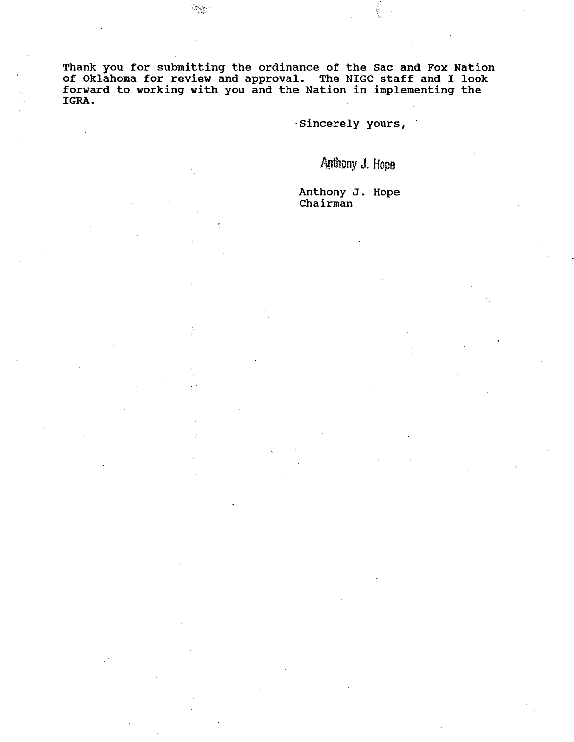Thank you for submitting the ordinance of the Sac and Fox Nation of Oklahoma for review and approval. The NIGC staff and I look forward to working with you and the Nation in implementing the IGRA.

Sincerely yours,

Anthony J. Hope

Anthony J. Hope
Chairman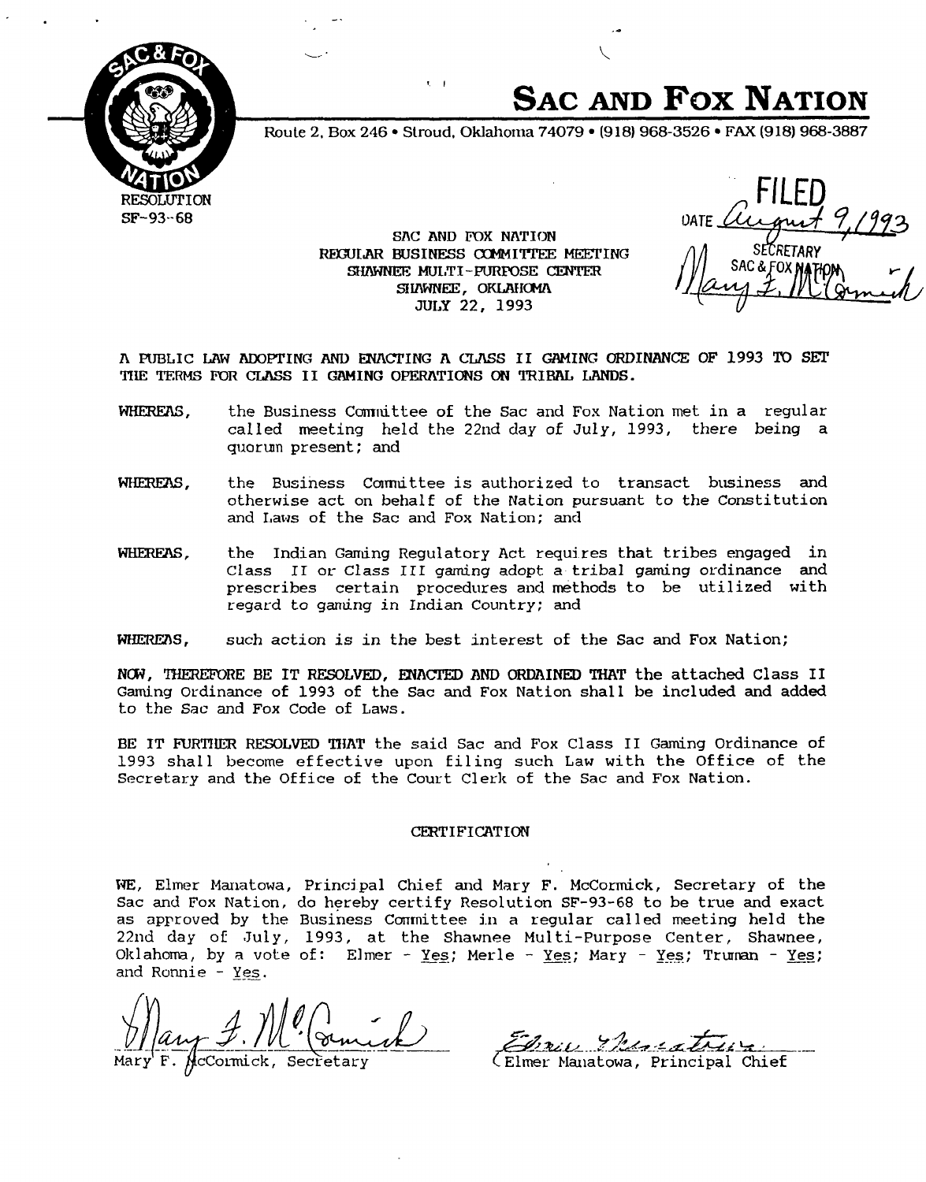# SAC AND FOX NATION

Route 2, Box 246 • Stroud, Oklahoma 74079 • (918) 968-3526 • FAX (918) 968-3887

RESOLUTION
SF-93-68

FILED
DATE August 9, 1993
SECRETARY
SAC & FOX NATION
Mary F. McCormick

SAC AND FOX NATION
REGULAR BUSINESS COMMITTEE MEETING
SHAWNEE MULTI-PURPOSE CENTER
SHAWNEE, OKLAHOMA
JULY 22, 1993

**A PUBLIC LAW ADOPTING AND ENACTING A CLASS II GAMING ORDINANCE OF 1993 TO SET THE TERMS FOR CLASS II GAMING OPERATIONS ON TRIBAL LANDS.**

**WHEREAS,** the Business Committee of the Sac and Fox Nation met in a regular called meeting held the 22nd day of July, 1993, there being a quorum present; and

**WHEREAS,** the Business Committee is authorized to transact business and otherwise act on behalf of the Nation pursuant to the Constitution and Laws of the Sac and Fox Nation; and

**WHEREAS,** the Indian Gaming Regulatory Act requires that tribes engaged in Class II or Class III gaming adopt a tribal gaming ordinance and prescribes certain procedures and methods to be utilized with regard to gaming in Indian Country; and

**WHEREAS,** such action is in the best interest of the Sac and Fox Nation;

**NOW, THEREFORE BE IT RESOLVED, ENACTED AND ORDAINED THAT** the attached Class II Gaming Ordinance of 1993 of the Sac and Fox Nation shall be included and added to the Sac and Fox Code of Laws.

**BE IT FURTHER RESOLVED THAT** the said Sac and Fox Class II Gaming Ordinance of 1993 shall become effective upon filing such Law with the Office of the Secretary and the Office of the Court Clerk of the Sac and Fox Nation.

## CERTIFICATION

WE, Elmer Manatowa, Principal Chief and Mary F. McCormick, Secretary of the Sac and Fox Nation, do hereby certify Resolution SF-93-68 to be true and exact as approved by the Business Committee in a regular called meeting held the 22nd day of July, 1993, at the Shawnee Multi-Purpose Center, Shawnee, Oklahoma, by a vote of: Elmer - Yes; Merle - Yes; Mary - Yes; Truman - Yes; and Ronnie - Yes.

Mary F. McCormick, Secretary

Elmer Manatowa, Principal Chief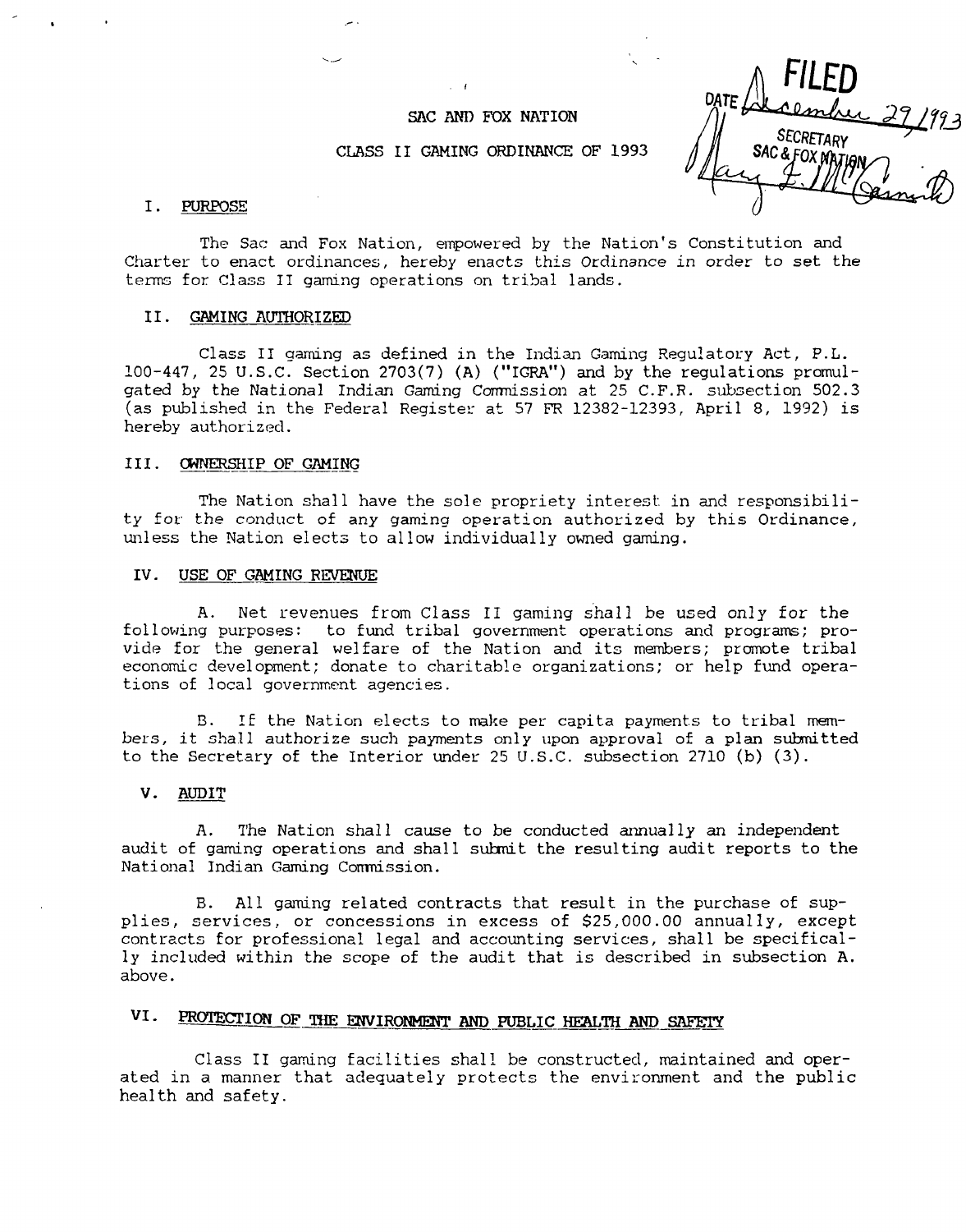FILED
DATE December 29, 1993
SECRETARY
SAC & FOX NATION

# SAC AND FOX NATION

## CLASS II GAMING ORDINANCE OF 1993

### I. PURPOSE

The Sac and Fox Nation, empowered by the Nation's Constitution and Charter to enact ordinances, hereby enacts this Ordinance in order to set the terms for Class II gaming operations on tribal lands.

### II. GAMING AUTHORIZED

Class II gaming as defined in the Indian Gaming Regulatory Act, P.L. 100-447, 25 U.S.C. Section 2703(7) (A) ("IGRA") and by the regulations promulgated by the National Indian Gaming Commission at 25 C.F.R. subsection 502.3 (as published in the Federal Register at 57 FR 12382-12393, April 8, 1992) is hereby authorized.

### III. OWNERSHIP OF GAMING

The Nation shall have the sole propriety interest in and responsibility for the conduct of any gaming operation authorized by this Ordinance, unless the Nation elects to allow individually owned gaming.

### IV. USE OF GAMING REVENUE

A. Net revenues from Class II gaming shall be used only for the following purposes: to fund tribal government operations and programs; provide for the general welfare of the Nation and its members; promote tribal economic development; donate to charitable organizations; or help fund operations of local government agencies.

B. If the Nation elects to make per capita payments to tribal members, it shall authorize such payments only upon approval of a plan submitted to the Secretary of the Interior under 25 U.S.C. subsection 2710 (b) (3).

### V. AUDIT

A. The Nation shall cause to be conducted annually an independent audit of gaming operations and shall submit the resulting audit reports to the National Indian Gaming Commission.

B. All gaming related contracts that result in the purchase of supplies, services, or concessions in excess of $25,000.00 annually, except contracts for professional legal and accounting services, shall be specifically included within the scope of the audit that is described in subsection A. above.

### VI. PROTECTION OF THE ENVIRONMENT AND PUBLIC HEALTH AND SAFETY

Class II gaming facilities shall be constructed, maintained and operated in a manner that adequately protects the environment and the public health and safety.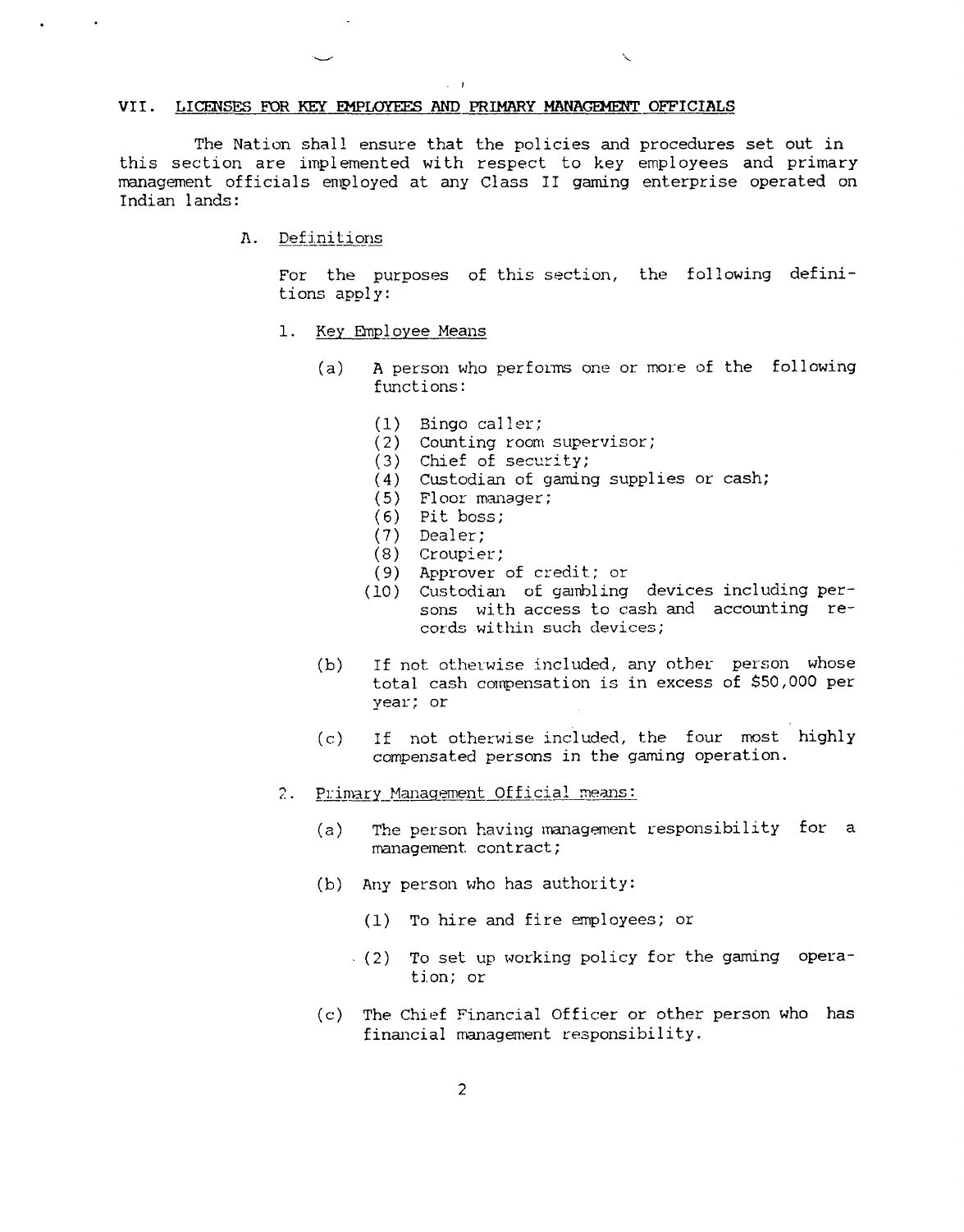## VII. LICENSES FOR KEY EMPLOYEES AND PRIMARY MANAGEMENT OFFICIALS

The Nation shall ensure that the policies and procedures set out in this section are implemented with respect to key employees and primary management officials employed at any Class II gaming enterprise operated on Indian lands:

### A. Definitions

For the purposes of this section, the following definitions apply:

1. Key Employee Means

   (a) A person who performs one or more of the following functions:

   - (1) Bingo caller;
   - (2) Counting room supervisor;
   - (3) Chief of security;
   - (4) Custodian of gaming supplies or cash;
   - (5) Floor manager;
   - (6) Pit boss;
   - (7) Dealer;
   - (8) Croupier;
   - (9) Approver of credit; or
   - (10) Custodian of gambling devices including persons with access to cash and accounting records within such devices;

   (b) If not otherwise included, any other person whose total cash compensation is in excess of $50,000 per year; or

   (c) If not otherwise included, the four most highly compensated persons in the gaming operation.

2. Primary Management Official means:

   (a) The person having management responsibility for a management contract;

   (b) Any person who has authority:

   - (1) To hire and fire employees; or
   - (2) To set up working policy for the gaming operation; or

   (c) The Chief Financial Officer or other person who has financial management responsibility.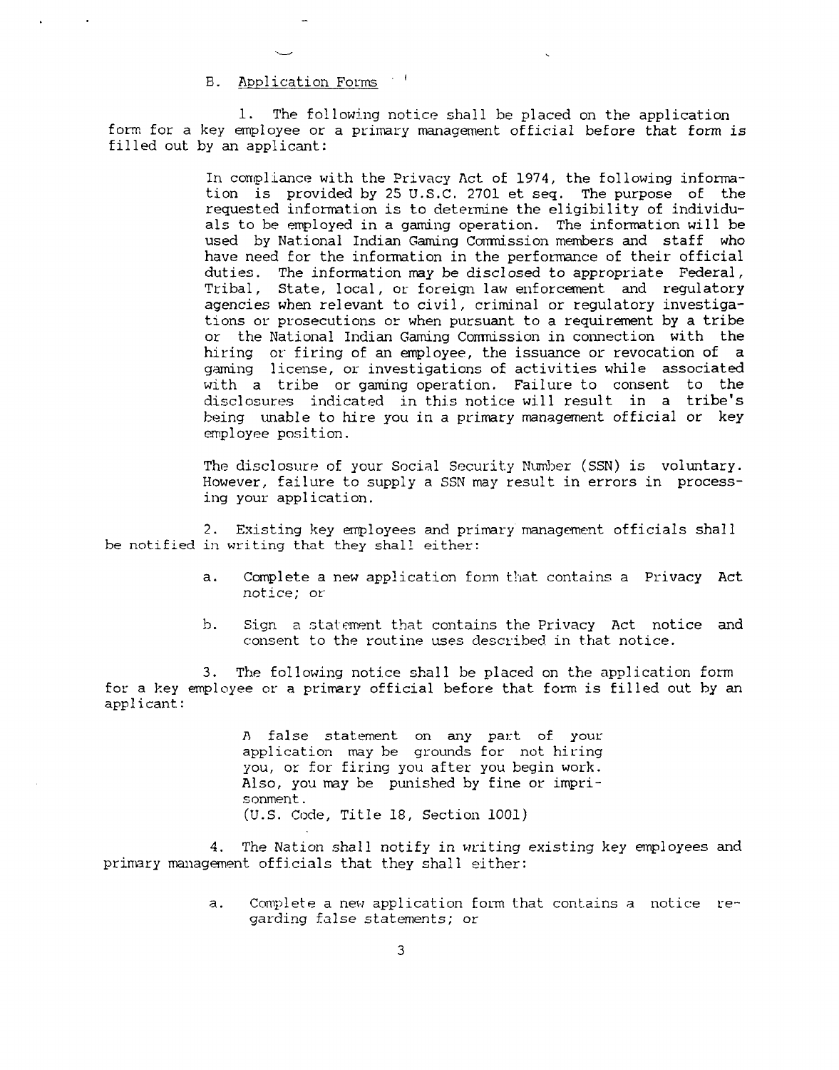B. Application Forms

1. The following notice shall be placed on the application form for a key employee or a primary management official before that form is filled out by an applicant:

> In compliance with the Privacy Act of 1974, the following information is provided by 25 U.S.C. 2701 et seq. The purpose of the requested information is to determine the eligibility of individuals to be employed in a gaming operation. The information will be used by National Indian Gaming Commission members and staff who have need for the information in the performance of their official duties. The information may be disclosed to appropriate Federal, Tribal, State, local, or foreign law enforcement and regulatory agencies when relevant to civil, criminal or regulatory investigations or prosecutions or when pursuant to a requirement by a tribe or the National Indian Gaming Commission in connection with the hiring or firing of an employee, the issuance or revocation of a gaming license, or investigations of activities while associated with a tribe or gaming operation. Failure to consent to the disclosures indicated in this notice will result in a tribe's being unable to hire you in a primary management official or key employee position.
>
> The disclosure of your Social Security Number (SSN) is voluntary. However, failure to supply a SSN may result in errors in processing your application.

2. Existing key employees and primary management officials shall be notified in writing that they shall either:

   a. Complete a new application form that contains a Privacy Act notice; or

   b. Sign a statement that contains the Privacy Act notice and consent to the routine uses described in that notice.

3. The following notice shall be placed on the application form for a key employee or a primary official before that form is filled out by an applicant:

> A false statement on any part of your application may be grounds for not hiring you, or for firing you after you begin work. Also, you may be punished by fine or imprisonment.
> (U.S. Code, Title 18, Section 1001)

4. The Nation shall notify in writing existing key employees and primary management officials that they shall either:

   a. Complete a new application form that contains a notice regarding false statements; or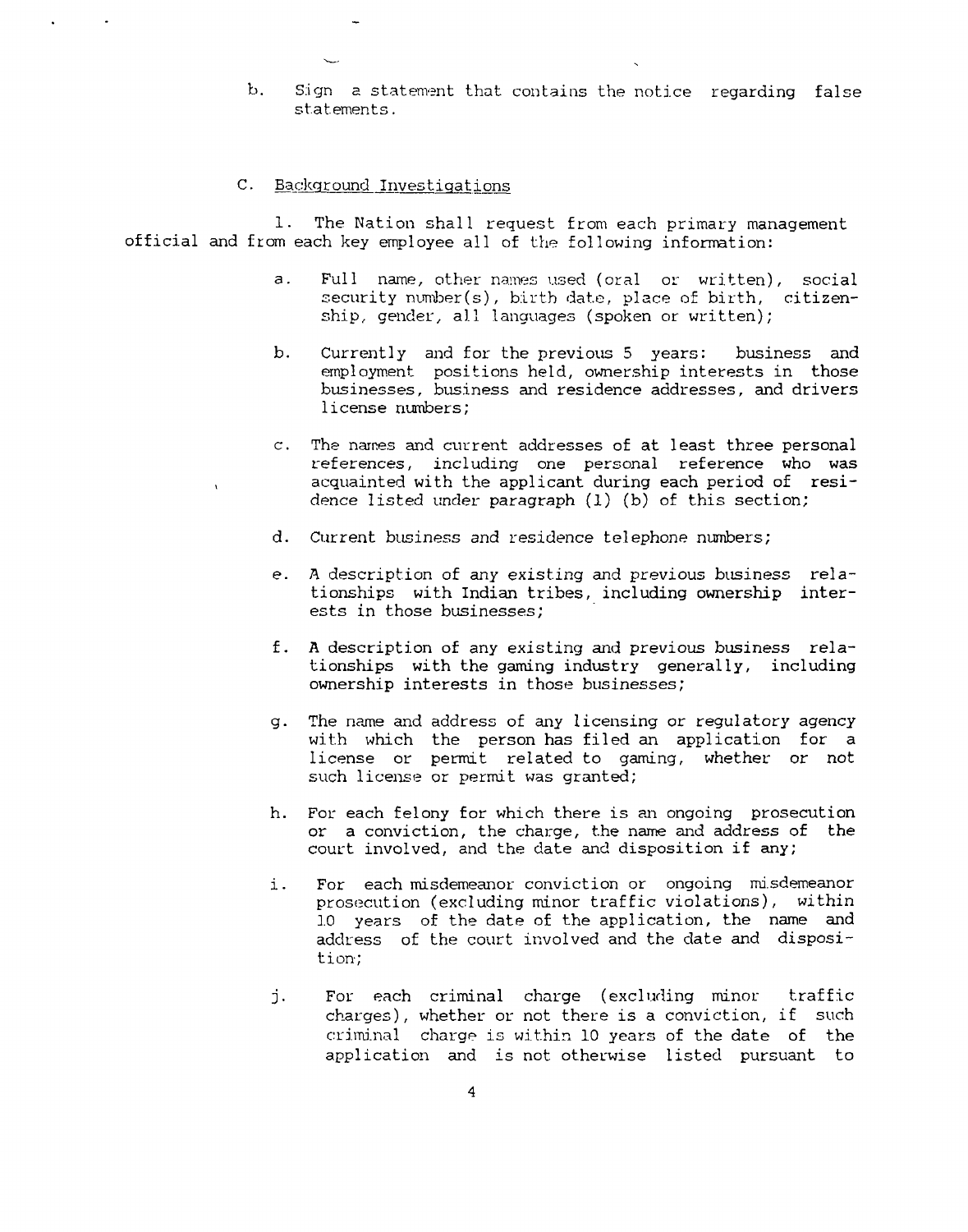b. Sign a statement that contains the notice regarding false statements.

C. Background Investigations

1. The Nation shall request from each primary management official and from each key employee all of the following information:

a. Full name, other names used (oral or written), social security number(s), birth date, place of birth, citizenship, gender, all languages (spoken or written);

b. Currently and for the previous 5 years: business and employment positions held, ownership interests in those businesses, business and residence addresses, and drivers license numbers;

c. The names and current addresses of at least three personal references, including one personal reference who was acquainted with the applicant during each period of residence listed under paragraph (1) (b) of this section;

d. Current business and residence telephone numbers;

e. A description of any existing and previous business relationships with Indian tribes, including ownership interests in those businesses;

f. A description of any existing and previous business relationships with the gaming industry generally, including ownership interests in those businesses;

g. The name and address of any licensing or regulatory agency with which the person has filed an application for a license or permit related to gaming, whether or not such license or permit was granted;

h. For each felony for which there is an ongoing prosecution or a conviction, the charge, the name and address of the court involved, and the date and disposition if any;

i. For each misdemeanor conviction or ongoing misdemeanor prosecution (excluding minor traffic violations), within 10 years of the date of the application, the name and address of the court involved and the date and disposition;

j. For each criminal charge (excluding minor traffic charges), whether or not there is a conviction, if such criminal charge is within 10 years of the date of the application and is not otherwise listed pursuant to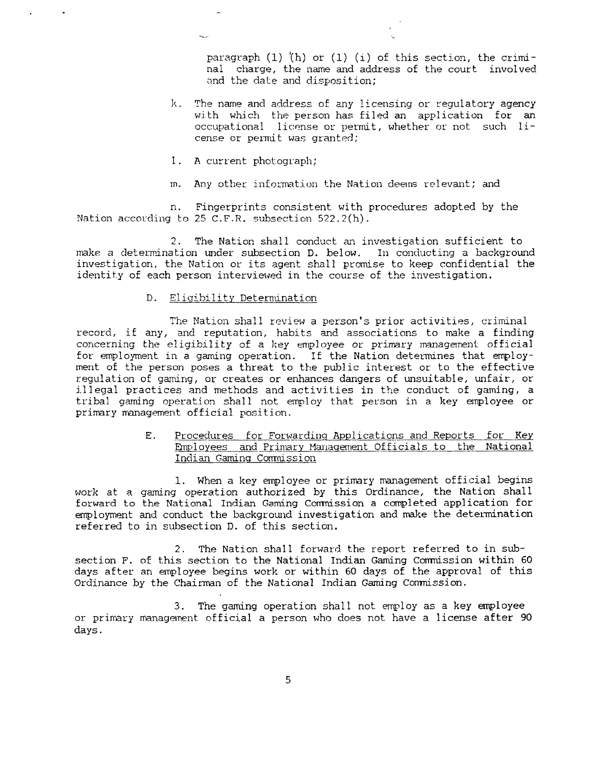paragraph (1) (h) or (1) (i) of this section, the criminal charge, the name and address of the court involved and the date and disposition;

k. The name and address of any licensing or regulatory agency with which the person has filed an application for an occupational license or permit, whether or not such license or permit was granted;

l. A current photograph;

m. Any other information the Nation deems relevant; and

n. Fingerprints consistent with procedures adopted by the Nation according to 25 C.F.R. subsection 522.2(h).

2. The Nation shall conduct an investigation sufficient to make a determination under subsection D. below. In conducting a background investigation, the Nation or its agent shall promise to keep confidential the identity of each person interviewed in the course of the investigation.

D. Eligibility Determination

The Nation shall review a person's prior activities, criminal record, if any, and reputation, habits and associations to make a finding concerning the eligibility of a key employee or primary management official for employment in a gaming operation. If the Nation determines that employment of the person poses a threat to the public interest or to the effective regulation of gaming, or creates or enhances dangers of unsuitable, unfair, or illegal practices and methods and activities in the conduct of gaming, a tribal gaming operation shall not employ that person in a key employee or primary management official position.

E. Procedures for Forwarding Applications and Reports for Key Employees and Primary Management Officials to the National Indian Gaming Commission

1. When a key employee or primary management official begins work at a gaming operation authorized by this Ordinance, the Nation shall forward to the National Indian Gaming Commission a completed application for employment and conduct the background investigation and make the determination referred to in subsection D. of this section.

2. The Nation shall forward the report referred to in subsection F. of this section to the National Indian Gaming Commission within 60 days after an employee begins work or within 60 days of the approval of this Ordinance by the Chairman of the National Indian Gaming Commission.

3. The gaming operation shall not employ as a key employee or primary management official a person who does not have a license after 90 days.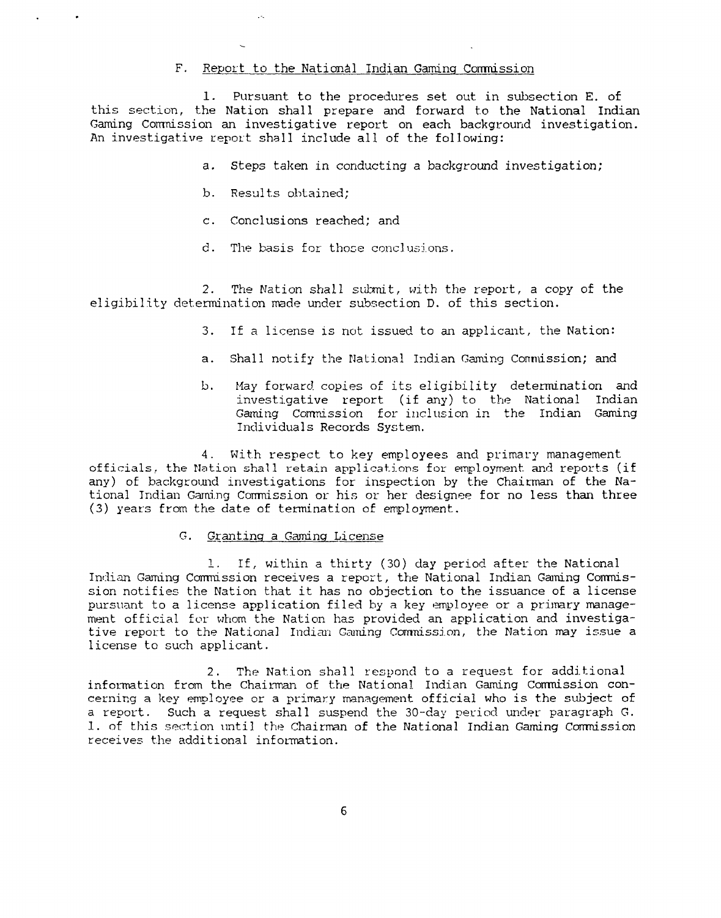### F. Report to the National Indian Gaming Commission

1. Pursuant to the procedures set out in subsection E. of this section, the Nation shall prepare and forward to the National Indian Gaming Commission an investigative report on each background investigation. An investigative report shall include all of the following:

a. Steps taken in conducting a background investigation;

b. Results obtained;

c. Conclusions reached; and

d. The basis for those conclusions.

2. The Nation shall submit, with the report, a copy of the eligibility determination made under subsection D. of this section.

3. If a license is not issued to an applicant, the Nation:

a. Shall notify the National Indian Gaming Commission; and

b. May forward copies of its eligibility determination and investigative report (if any) to the National Indian Gaming Commission for inclusion in the Indian Gaming Individuals Records System.

4. With respect to key employees and primary management officials, the Nation shall retain applications for employment and reports (if any) of background investigations for inspection by the Chairman of the National Indian Gaming Commission or his or her designee for no less than three (3) years from the date of termination of employment.

### G. Granting a Gaming License

1. If, within a thirty (30) day period after the National Indian Gaming Commission receives a report, the National Indian Gaming Commission notifies the Nation that it has no objection to the issuance of a license pursuant to a license application filed by a key employee or a primary management official for whom the Nation has provided an application and investigative report to the National Indian Gaming Commission, the Nation may issue a license to such applicant.

2. The Nation shall respond to a request for additional information from the Chairman of the National Indian Gaming Commission concerning a key employee or a primary management official who is the subject of a report. Such a request shall suspend the 30-day period under paragraph G. 1. of this section until the Chairman of the National Indian Gaming Commission receives the additional information.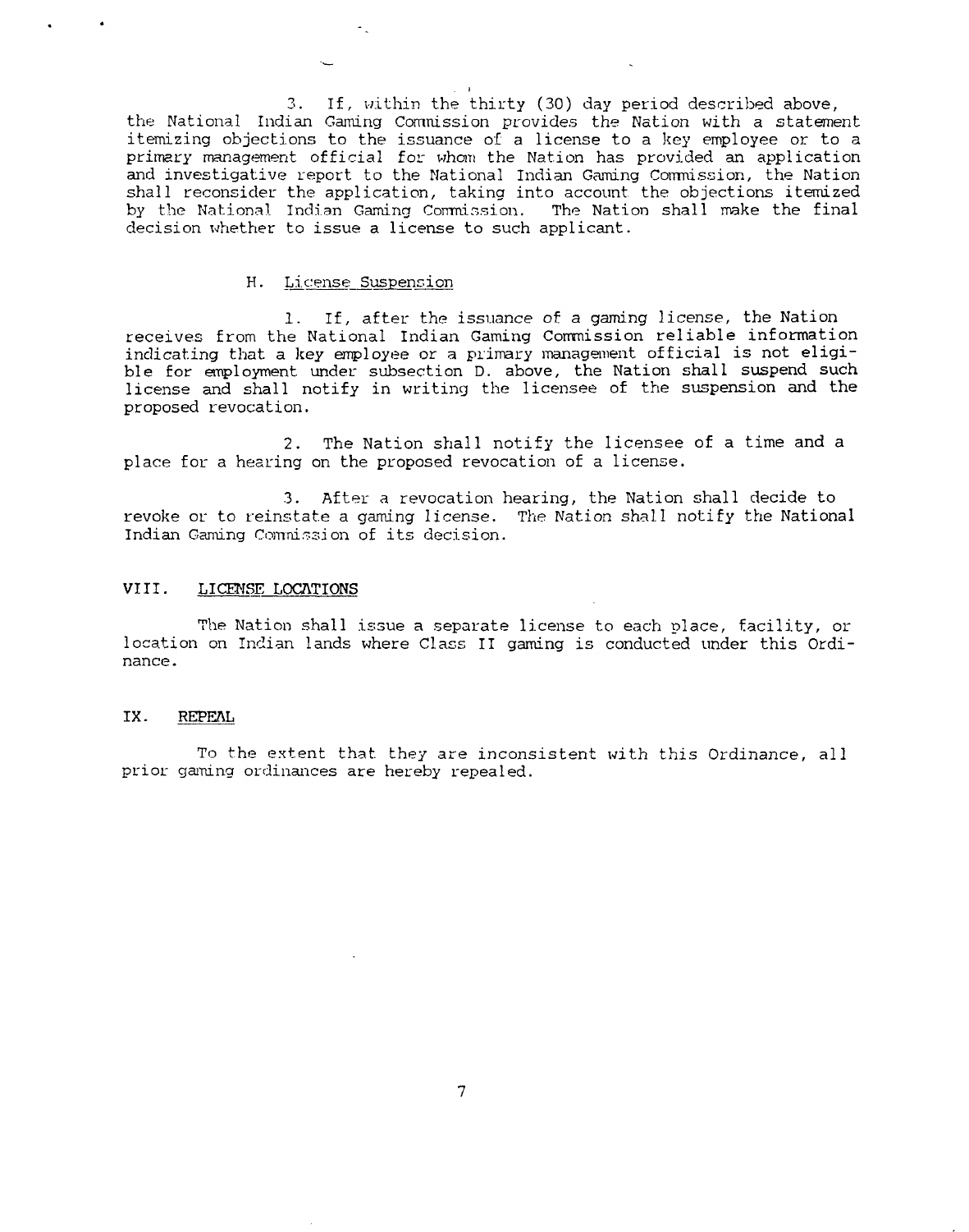3. If, within the thirty (30) day period described above, the National Indian Gaming Commission provides the Nation with a statement itemizing objections to the issuance of a license to a key employee or to a primary management official for whom the Nation has provided an application and investigative report to the National Indian Gaming Commission, the Nation shall reconsider the application, taking into account the objections itemized by the National Indian Gaming Commission. The Nation shall make the final decision whether to issue a license to such applicant.

### H. License Suspension

1. If, after the issuance of a gaming license, the Nation receives from the National Indian Gaming Commission reliable information indicating that a key employee or a primary management official is not eligible for employment under subsection D. above, the Nation shall suspend such license and shall notify in writing the licensee of the suspension and the proposed revocation.

2. The Nation shall notify the licensee of a time and a place for a hearing on the proposed revocation of a license.

3. After a revocation hearing, the Nation shall decide to revoke or to reinstate a gaming license. The Nation shall notify the National Indian Gaming Commission of its decision.

## VIII. LICENSE LOCATIONS

The Nation shall issue a separate license to each place, facility, or location on Indian lands where Class II gaming is conducted under this Ordinance.

## IX. REPEAL

To the extent that they are inconsistent with this Ordinance, all prior gaming ordinances are hereby repealed.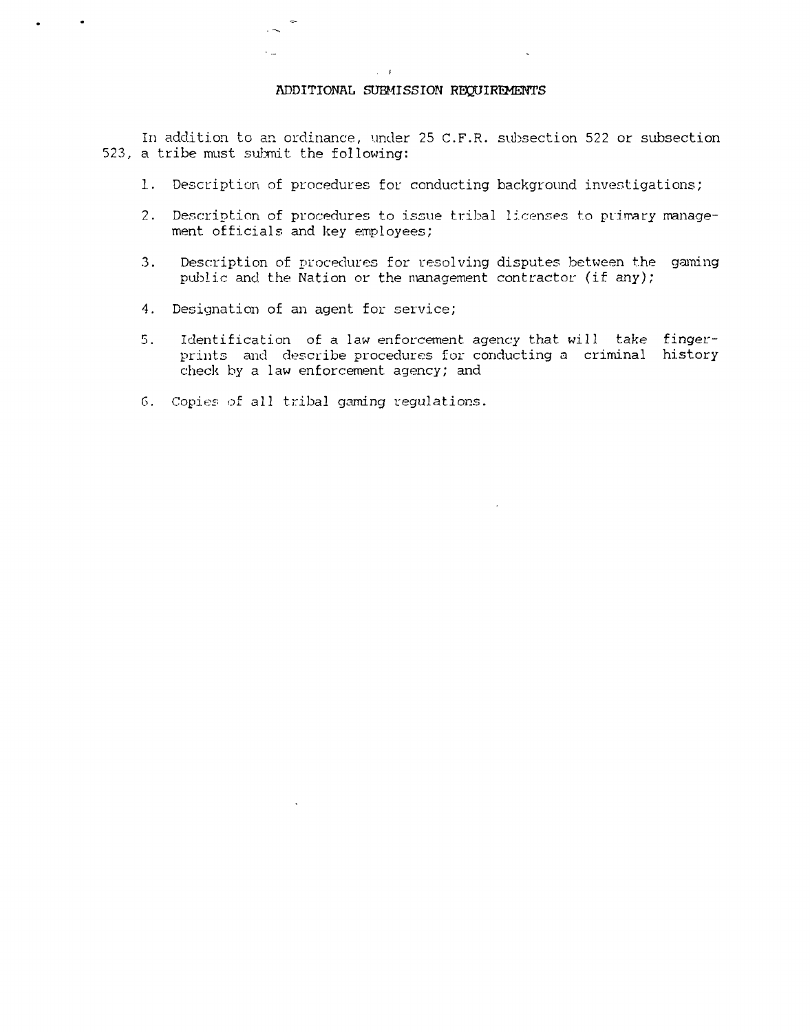## ADDITIONAL SUBMISSION REQUIREMENTS

In addition to an ordinance, under 25 C.F.R. subsection 522 or subsection 523, a tribe must submit the following:

1. Description of procedures for conducting background investigations;
2. Description of procedures to issue tribal licenses to primary management officials and key employees;
3. Description of procedures for resolving disputes between the gaming public and the Nation or the management contractor (if any);
4. Designation of an agent for service;
5. Identification of a law enforcement agency that will take fingerprints and describe procedures for conducting a criminal history check by a law enforcement agency; and
6. Copies of all tribal gaming regulations.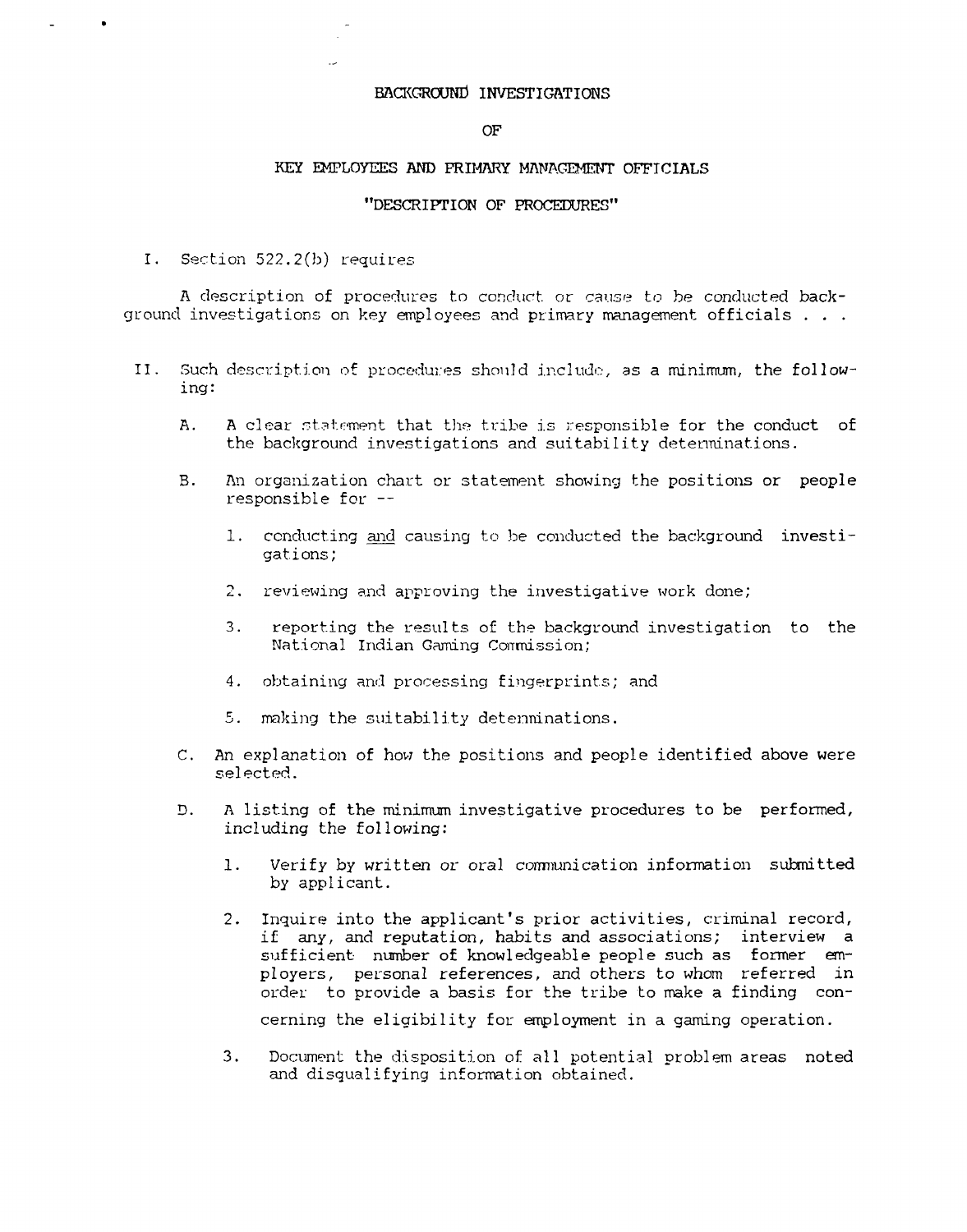# BACKGROUND INVESTIGATIONS

# OF

# KEY EMPLOYEES AND PRIMARY MANAGEMENT OFFICIALS

# "DESCRIPTION OF PROCEDURES"

I. Section 522.2(b) requires

A description of procedures to conduct or cause to be conducted background investigations on key employees and primary management officials . . .

II. Such description of procedures should include, as a minimum, the following:

A. A clear statement that the tribe is responsible for the conduct of the background investigations and suitability determinations.

B. An organization chart or statement showing the positions or people responsible for --

1. conducting <u>and</u> causing to be conducted the background investigations;

2. reviewing and approving the investigative work done;

3. reporting the results of the background investigation to the National Indian Gaming Commission;

4. obtaining and processing fingerprints; and

5. making the suitability determinations.

C. An explanation of how the positions and people identified above were selected.

D. A listing of the minimum investigative procedures to be performed, including the following:

1. Verify by written or oral communication information submitted by applicant.

2. Inquire into the applicant's prior activities, criminal record, if any, and reputation, habits and associations; interview a sufficient number of knowledgeable people such as former employers, personal references, and others to whom referred in order to provide a basis for the tribe to make a finding concerning the eligibility for employment in a gaming operation.

3. Document the disposition of all potential problem areas noted and disqualifying information obtained.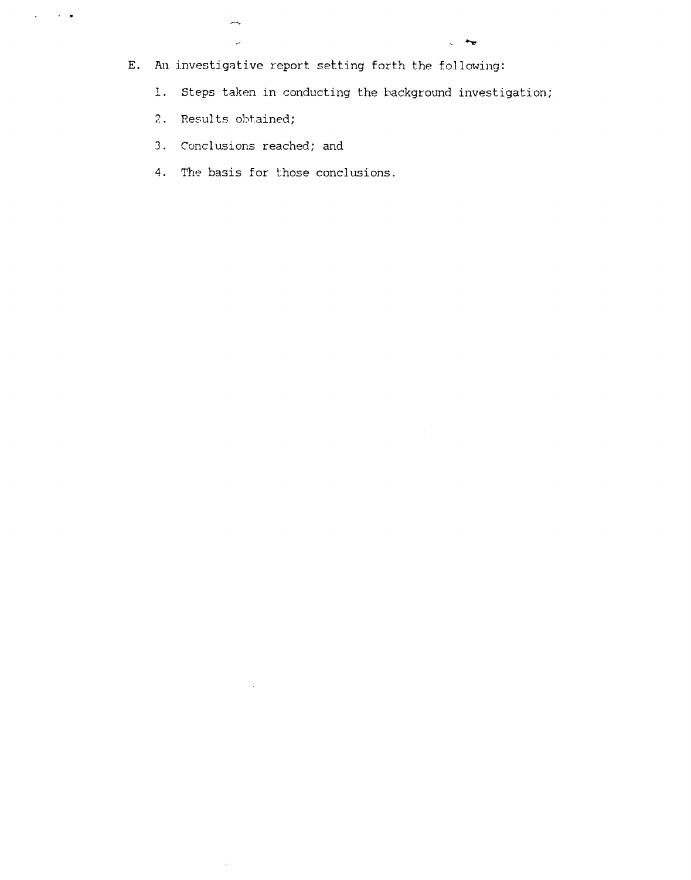E. An investigative report setting forth the following:

1. Steps taken in conducting the background investigation;
2. Results obtained;
3. Conclusions reached; and
4. The basis for those conclusions.